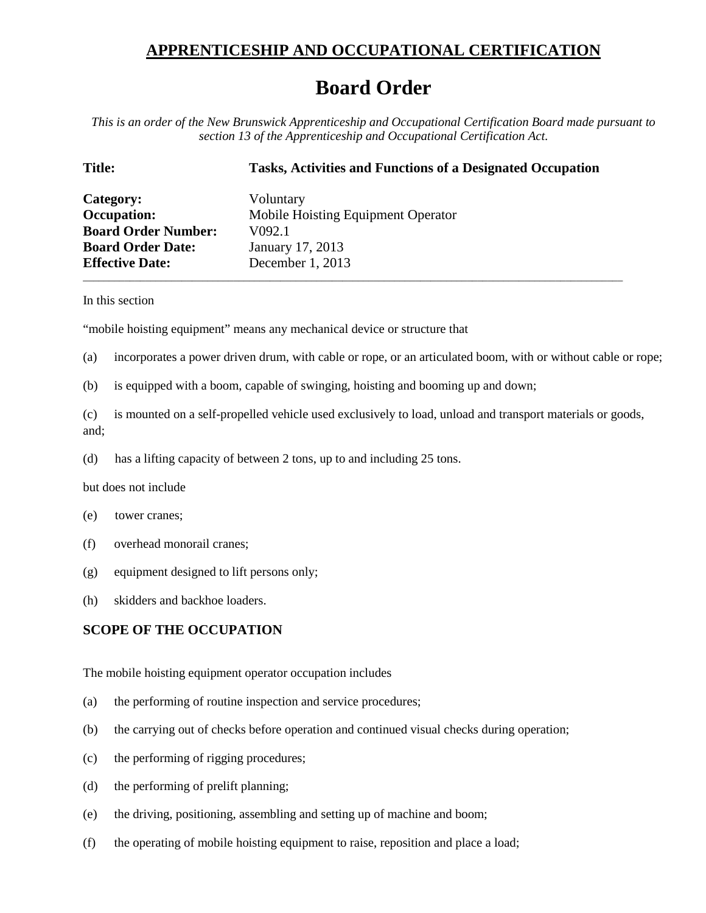## APPRENTICESHIP AND OCCUPATIONAL CERTIFICATION

# Board Order

*This is an order of the New Brunswick Apprenticeship and Occupational Certification Board made pursuant to section 13 of the Apprenticeship and Occupational Certification Act.*

| | |
|---|---|
| **Title:** | **Tasks, Activities and Functions of a Designated Occupation** |
| **Category:** | Voluntary |
| **Occupation:** | Mobile Hoisting Equipment Operator |
| **Board Order Number:** | V092.1 |
| **Board Order Date:** | January 17, 2013 |
| **Effective Date:** | December 1, 2013 |

---

In this section

"mobile hoisting equipment" means any mechanical device or structure that

(a) incorporates a power driven drum, with cable or rope, or an articulated boom, with or without cable or rope;

(b) is equipped with a boom, capable of swinging, hoisting and booming up and down;

(c) is mounted on a self-propelled vehicle used exclusively to load, unload and transport materials or goods, and;

(d) has a lifting capacity of between 2 tons, up to and including 25 tons.

but does not include

(e) tower cranes;

(f) overhead monorail cranes;

(g) equipment designed to lift persons only;

(h) skidders and backhoe loaders.

### SCOPE OF THE OCCUPATION

The mobile hoisting equipment operator occupation includes

(a) the performing of routine inspection and service procedures;

(b) the carrying out of checks before operation and continued visual checks during operation;

(c) the performing of rigging procedures;

(d) the performing of prelift planning;

(e) the driving, positioning, assembling and setting up of machine and boom;

(f) the operating of mobile hoisting equipment to raise, reposition and place a load;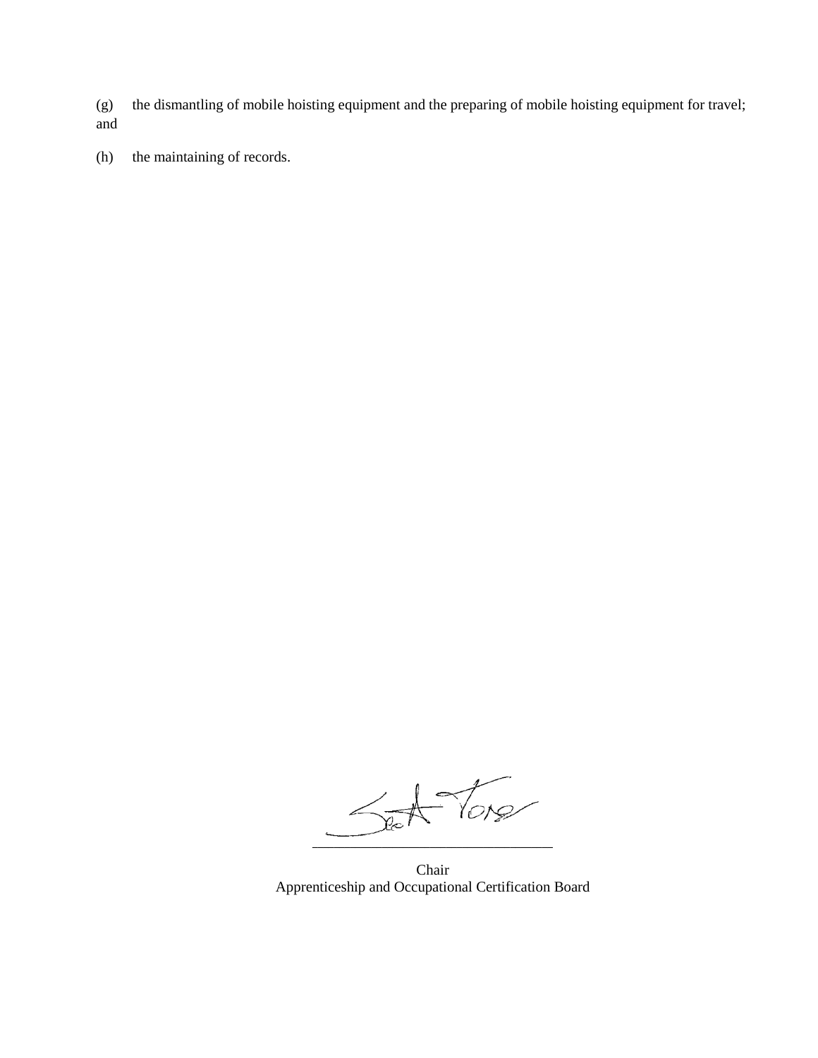(g) the dismantling of mobile hoisting equipment and the preparing of mobile hoisting equipment for travel; and

(h) the maintaining of records.

\_\_\_\_\_\_\_\_\_\_\_\_\_\_\_\_\_\_\_\_\_\_\_\_\_\_\_\_\_\_\_\_

Chair
Apprenticeship and Occupational Certification Board